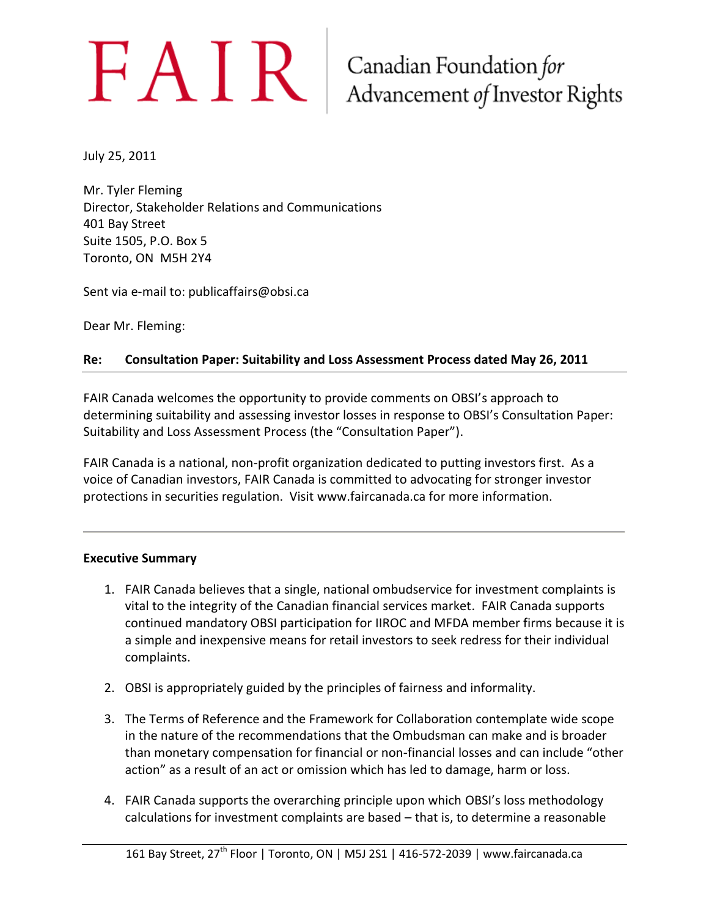# FAIR | Canadian Foundation *for* Advancement *of* Investor Rights

July 25, 2011

Mr. Tyler Fleming
Director, Stakeholder Relations and Communications
401 Bay Street
Suite 1505, P.O. Box 5
Toronto, ON M5H 2Y4

Sent via e-mail to: publicaffairs@obsi.ca

Dear Mr. Fleming:

**Re: Consultation Paper: Suitability and Loss Assessment Process dated May 26, 2011**

FAIR Canada welcomes the opportunity to provide comments on OBSI's approach to determining suitability and assessing investor losses in response to OBSI's Consultation Paper: Suitability and Loss Assessment Process (the "Consultation Paper").

FAIR Canada is a national, non-profit organization dedicated to putting investors first. As a voice of Canadian investors, FAIR Canada is committed to advocating for stronger investor protections in securities regulation. Visit www.faircanada.ca for more information.

---

**Executive Summary**

1. FAIR Canada believes that a single, national ombudservice for investment complaints is vital to the integrity of the Canadian financial services market. FAIR Canada supports continued mandatory OBSI participation for IIROC and MFDA member firms because it is a simple and inexpensive means for retail investors to seek redress for their individual complaints.

2. OBSI is appropriately guided by the principles of fairness and informality.

3. The Terms of Reference and the Framework for Collaboration contemplate wide scope in the nature of the recommendations that the Ombudsman can make and is broader than monetary compensation for financial or non-financial losses and can include "other action" as a result of an act or omission which has led to damage, harm or loss.

4. FAIR Canada supports the overarching principle upon which OBSI's loss methodology calculations for investment complaints are based – that is, to determine a reasonable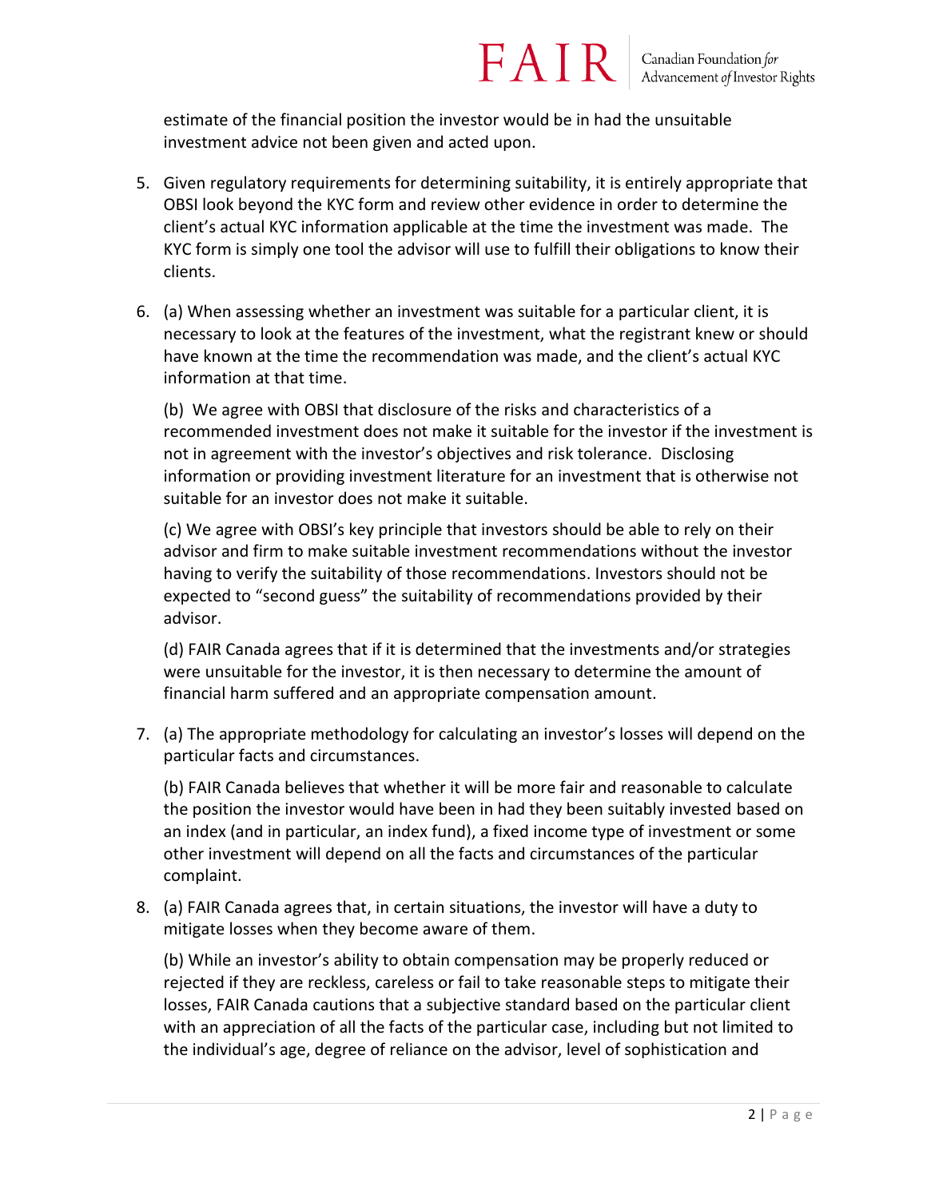estimate of the financial position the investor would be in had the unsuitable investment advice not been given and acted upon.

5. Given regulatory requirements for determining suitability, it is entirely appropriate that OBSI look beyond the KYC form and review other evidence in order to determine the client's actual KYC information applicable at the time the investment was made. The KYC form is simply one tool the advisor will use to fulfill their obligations to know their clients.

6. (a) When assessing whether an investment was suitable for a particular client, it is necessary to look at the features of the investment, what the registrant knew or should have known at the time the recommendation was made, and the client's actual KYC information at that time.

   (b) We agree with OBSI that disclosure of the risks and characteristics of a recommended investment does not make it suitable for the investor if the investment is not in agreement with the investor's objectives and risk tolerance. Disclosing information or providing investment literature for an investment that is otherwise not suitable for an investor does not make it suitable.

   (c) We agree with OBSI's key principle that investors should be able to rely on their advisor and firm to make suitable investment recommendations without the investor having to verify the suitability of those recommendations. Investors should not be expected to "second guess" the suitability of recommendations provided by their advisor.

   (d) FAIR Canada agrees that if it is determined that the investments and/or strategies were unsuitable for the investor, it is then necessary to determine the amount of financial harm suffered and an appropriate compensation amount.

7. (a) The appropriate methodology for calculating an investor's losses will depend on the particular facts and circumstances.

   (b) FAIR Canada believes that whether it will be more fair and reasonable to calculate the position the investor would have been in had they been suitably invested based on an index (and in particular, an index fund), a fixed income type of investment or some other investment will depend on all the facts and circumstances of the particular complaint.

8. (a) FAIR Canada agrees that, in certain situations, the investor will have a duty to mitigate losses when they become aware of them.

   (b) While an investor's ability to obtain compensation may be properly reduced or rejected if they are reckless, careless or fail to take reasonable steps to mitigate their losses, FAIR Canada cautions that a subjective standard based on the particular client with an appreciation of all the facts of the particular case, including but not limited to the individual's age, degree of reliance on the advisor, level of sophistication and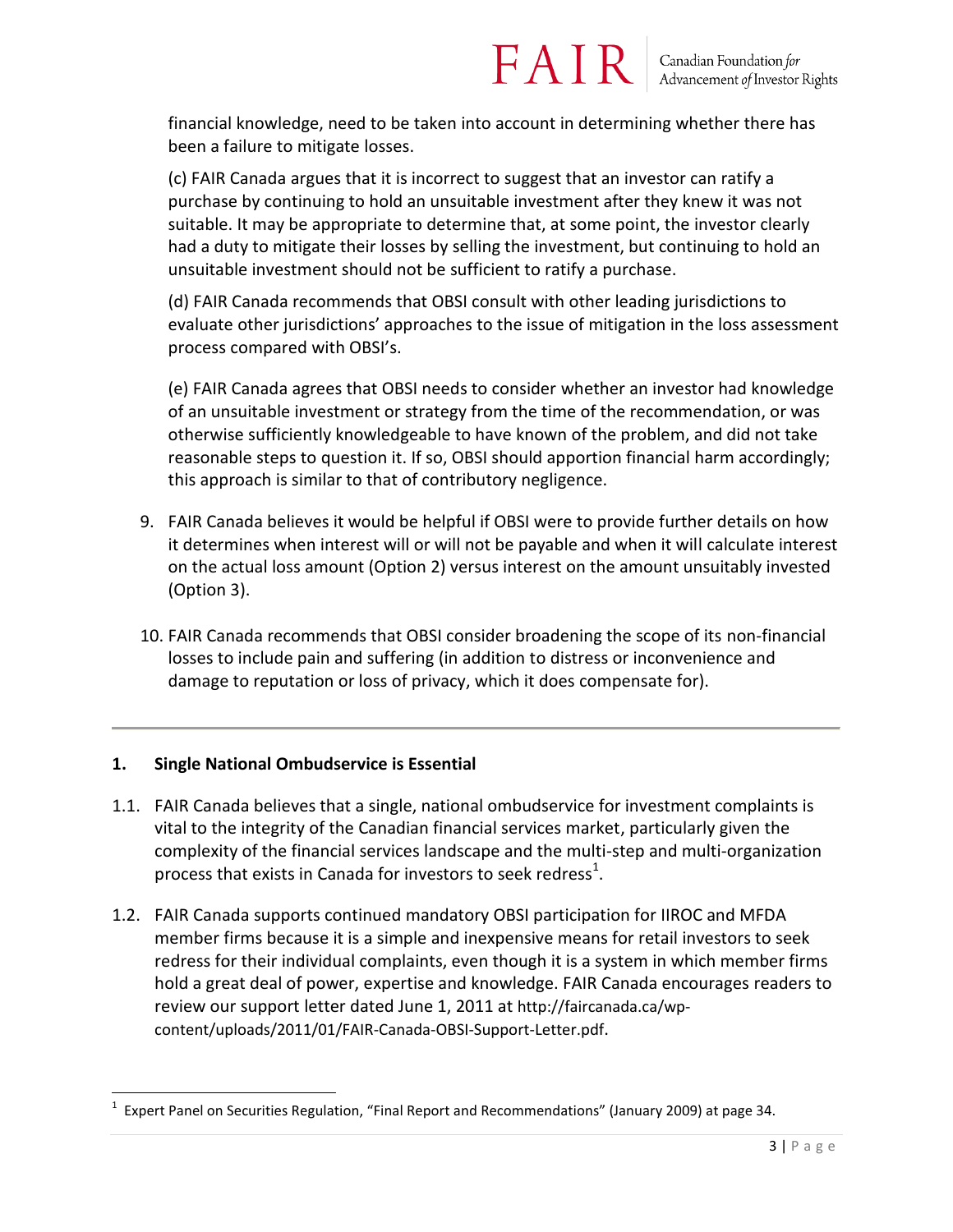financial knowledge, need to be taken into account in determining whether there has been a failure to mitigate losses.

(c) FAIR Canada argues that it is incorrect to suggest that an investor can ratify a purchase by continuing to hold an unsuitable investment after they knew it was not suitable. It may be appropriate to determine that, at some point, the investor clearly had a duty to mitigate their losses by selling the investment, but continuing to hold an unsuitable investment should not be sufficient to ratify a purchase.

(d) FAIR Canada recommends that OBSI consult with other leading jurisdictions to evaluate other jurisdictions' approaches to the issue of mitigation in the loss assessment process compared with OBSI's.

(e) FAIR Canada agrees that OBSI needs to consider whether an investor had knowledge of an unsuitable investment or strategy from the time of the recommendation, or was otherwise sufficiently knowledgeable to have known of the problem, and did not take reasonable steps to question it. If so, OBSI should apportion financial harm accordingly; this approach is similar to that of contributory negligence.

9. FAIR Canada believes it would be helpful if OBSI were to provide further details on how it determines when interest will or will not be payable and when it will calculate interest on the actual loss amount (Option 2) versus interest on the amount unsuitably invested (Option 3).

10. FAIR Canada recommends that OBSI consider broadening the scope of its non-financial losses to include pain and suffering (in addition to distress or inconvenience and damage to reputation or loss of privacy, which it does compensate for).

---

## 1. Single National Ombudservice is Essential

1.1. FAIR Canada believes that a single, national ombudservice for investment complaints is vital to the integrity of the Canadian financial services market, particularly given the complexity of the financial services landscape and the multi-step and multi-organization process that exists in Canada for investors to seek redress[1].

1.2. FAIR Canada supports continued mandatory OBSI participation for IIROC and MFDA member firms because it is a simple and inexpensive means for retail investors to seek redress for their individual complaints, even though it is a system in which member firms hold a great deal of power, expertise and knowledge. FAIR Canada encourages readers to review our support letter dated June 1, 2011 at http://faircanada.ca/wp-content/uploads/2011/01/FAIR-Canada-OBSI-Support-Letter.pdf.

---

[1] Expert Panel on Securities Regulation, "Final Report and Recommendations" (January 2009) at page 34.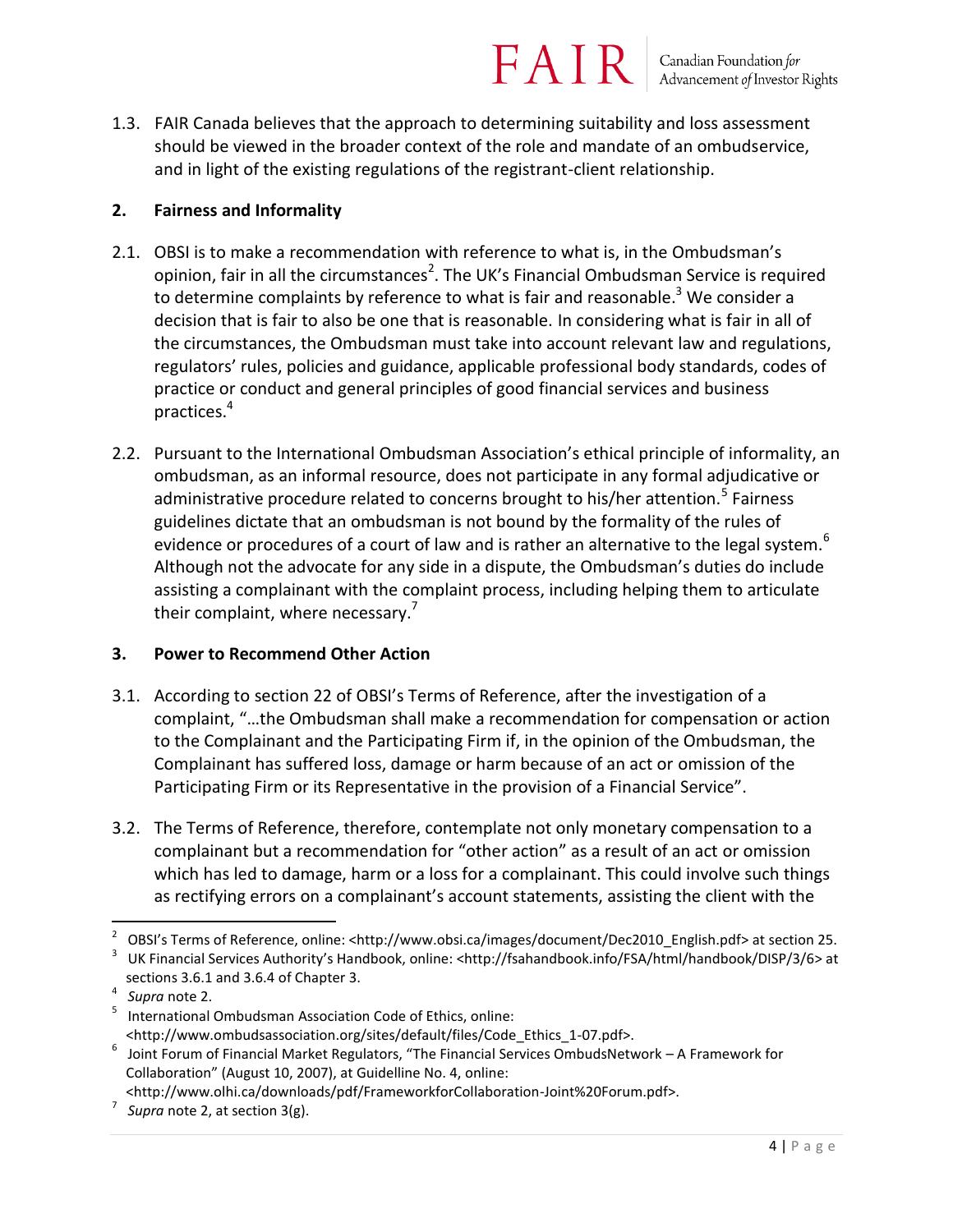1.3. FAIR Canada believes that the approach to determining suitability and loss assessment should be viewed in the broader context of the role and mandate of an ombudservice, and in light of the existing regulations of the registrant-client relationship.

## 2. Fairness and Informality

2.1. OBSI is to make a recommendation with reference to what is, in the Ombudsman's opinion, fair in all the circumstances[2]. The UK's Financial Ombudsman Service is required to determine complaints by reference to what is fair and reasonable.[3] We consider a decision that is fair to also be one that is reasonable. In considering what is fair in all of the circumstances, the Ombudsman must take into account relevant law and regulations, regulators' rules, policies and guidance, applicable professional body standards, codes of practice or conduct and general principles of good financial services and business practices.[4]

2.2. Pursuant to the International Ombudsman Association's ethical principle of informality, an ombudsman, as an informal resource, does not participate in any formal adjudicative or administrative procedure related to concerns brought to his/her attention.[5] Fairness guidelines dictate that an ombudsman is not bound by the formality of the rules of evidence or procedures of a court of law and is rather an alternative to the legal system.[6] Although not the advocate for any side in a dispute, the Ombudsman's duties do include assisting a complainant with the complaint process, including helping them to articulate their complaint, where necessary.[7]

## 3. Power to Recommend Other Action

3.1. According to section 22 of OBSI's Terms of Reference, after the investigation of a complaint, "…the Ombudsman shall make a recommendation for compensation or action to the Complainant and the Participating Firm if, in the opinion of the Ombudsman, the Complainant has suffered loss, damage or harm because of an act or omission of the Participating Firm or its Representative in the provision of a Financial Service".

3.2. The Terms of Reference, therefore, contemplate not only monetary compensation to a complainant but a recommendation for "other action" as a result of an act or omission which has led to damage, harm or a loss for a complainant. This could involve such things as rectifying errors on a complainant's account statements, assisting the client with the

---

[2] OBSI's Terms of Reference, online: <http://www.obsi.ca/images/document/Dec2010_English.pdf> at section 25.

[3] UK Financial Services Authority's Handbook, online: <http://fsahandbook.info/FSA/html/handbook/DISP/3/6> at sections 3.6.1 and 3.6.4 of Chapter 3.

[4] *Supra* note 2.

[5] International Ombudsman Association Code of Ethics, online: <http://www.ombudsassociation.org/sites/default/files/Code_Ethics_1-07.pdf>.

[6] Joint Forum of Financial Market Regulators, "The Financial Services OmbudsNetwork – A Framework for Collaboration" (August 10, 2007), at Guideline No. 4, online: <http://www.olhi.ca/downloads/pdf/FrameworkforCollaboration-Joint%20Forum.pdf>.

[7] *Supra* note 2, at section 3(g).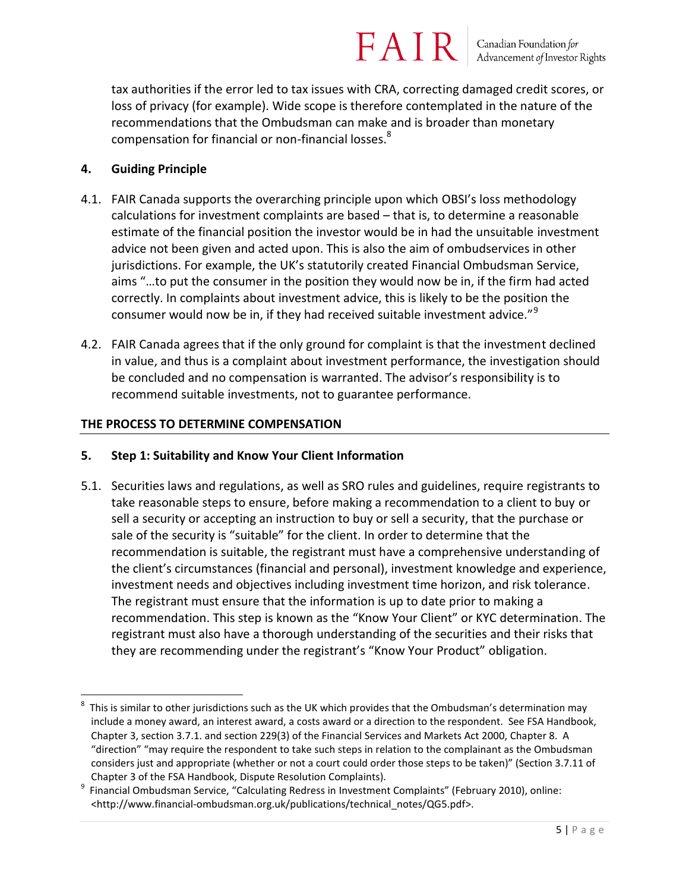tax authorities if the error led to tax issues with CRA, correcting damaged credit scores, or loss of privacy (for example). Wide scope is therefore contemplated in the nature of the recommendations that the Ombudsman can make and is broader than monetary compensation for financial or non-financial losses.[8]

## 4. Guiding Principle

4.1. FAIR Canada supports the overarching principle upon which OBSI's loss methodology calculations for investment complaints are based – that is, to determine a reasonable estimate of the financial position the investor would be in had the unsuitable investment advice not been given and acted upon. This is also the aim of ombudservices in other jurisdictions. For example, the UK's statutorily created Financial Ombudsman Service, aims "…to put the consumer in the position they would now be in, if the firm had acted correctly. In complaints about investment advice, this is likely to be the position the consumer would now be in, if they had received suitable investment advice."[9]

4.2. FAIR Canada agrees that if the only ground for complaint is that the investment declined in value, and thus is a complaint about investment performance, the investigation should be concluded and no compensation is warranted. The advisor's responsibility is to recommend suitable investments, not to guarantee performance.

## THE PROCESS TO DETERMINE COMPENSATION

## 5. Step 1: Suitability and Know Your Client Information

5.1. Securities laws and regulations, as well as SRO rules and guidelines, require registrants to take reasonable steps to ensure, before making a recommendation to a client to buy or sell a security or accepting an instruction to buy or sell a security, that the purchase or sale of the security is "suitable" for the client. In order to determine that the recommendation is suitable, the registrant must have a comprehensive understanding of the client's circumstances (financial and personal), investment knowledge and experience, investment needs and objectives including investment time horizon, and risk tolerance. The registrant must ensure that the information is up to date prior to making a recommendation. This step is known as the "Know Your Client" or KYC determination. The registrant must also have a thorough understanding of the securities and their risks that they are recommending under the registrant's "Know Your Product" obligation.

---

[8] This is similar to other jurisdictions such as the UK which provides that the Ombudsman's determination may include a money award, an interest award, a costs award or a direction to the respondent. See FSA Handbook, Chapter 3, section 3.7.1. and section 229(3) of the Financial Services and Markets Act 2000, Chapter 8. A "direction" "may require the respondent to take such steps in relation to the complainant as the Ombudsman considers just and appropriate (whether or not a court could order those steps to be taken)" (Section 3.7.11 of Chapter 3 of the FSA Handbook, Dispute Resolution Complaints).

[9] Financial Ombudsman Service, "Calculating Redress in Investment Complaints" (February 2010), online: <http://www.financial-ombudsman.org.uk/publications/technical_notes/QG5.pdf>.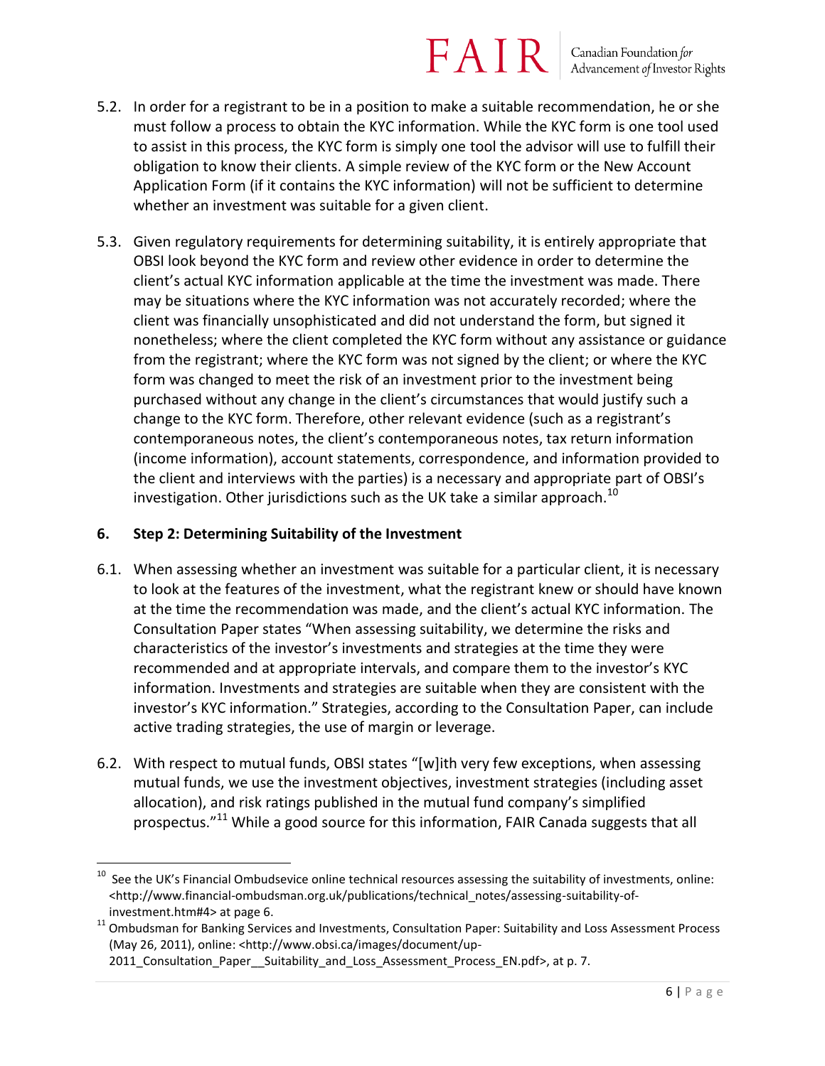5.2. In order for a registrant to be in a position to make a suitable recommendation, he or she must follow a process to obtain the KYC information. While the KYC form is one tool used to assist in this process, the KYC form is simply one tool the advisor will use to fulfill their obligation to know their clients. A simple review of the KYC form or the New Account Application Form (if it contains the KYC information) will not be sufficient to determine whether an investment was suitable for a given client.

5.3. Given regulatory requirements for determining suitability, it is entirely appropriate that OBSI look beyond the KYC form and review other evidence in order to determine the client's actual KYC information applicable at the time the investment was made. There may be situations where the KYC information was not accurately recorded; where the client was financially unsophisticated and did not understand the form, but signed it nonetheless; where the client completed the KYC form without any assistance or guidance from the registrant; where the KYC form was not signed by the client; or where the KYC form was changed to meet the risk of an investment prior to the investment being purchased without any change in the client's circumstances that would justify such a change to the KYC form. Therefore, other relevant evidence (such as a registrant's contemporaneous notes, the client's contemporaneous notes, tax return information (income information), account statements, correspondence, and information provided to the client and interviews with the parties) is a necessary and appropriate part of OBSI's investigation. Other jurisdictions such as the UK take a similar approach.[10]

## 6. Step 2: Determining Suitability of the Investment

6.1. When assessing whether an investment was suitable for a particular client, it is necessary to look at the features of the investment, what the registrant knew or should have known at the time the recommendation was made, and the client's actual KYC information. The Consultation Paper states "When assessing suitability, we determine the risks and characteristics of the investor's investments and strategies at the time they were recommended and at appropriate intervals, and compare them to the investor's KYC information. Investments and strategies are suitable when they are consistent with the investor's KYC information." Strategies, according to the Consultation Paper, can include active trading strategies, the use of margin or leverage.

6.2. With respect to mutual funds, OBSI states "[w]ith very few exceptions, when assessing mutual funds, we use the investment objectives, investment strategies (including asset allocation), and risk ratings published in the mutual fund company's simplified prospectus."[11] While a good source for this information, FAIR Canada suggests that all

---

[10] See the UK's Financial Ombudsevice online technical resources assessing the suitability of investments, online: <http://www.financial-ombudsman.org.uk/publications/technical_notes/assessing-suitability-of-investment.htm#4> at page 6.

[11] Ombudsman for Banking Services and Investments, Consultation Paper: Suitability and Loss Assessment Process (May 26, 2011), online: <http://www.obsi.ca/images/document/up-2011_Consultation_Paper__Suitability_and_Loss_Assessment_Process_EN.pdf>, at p. 7.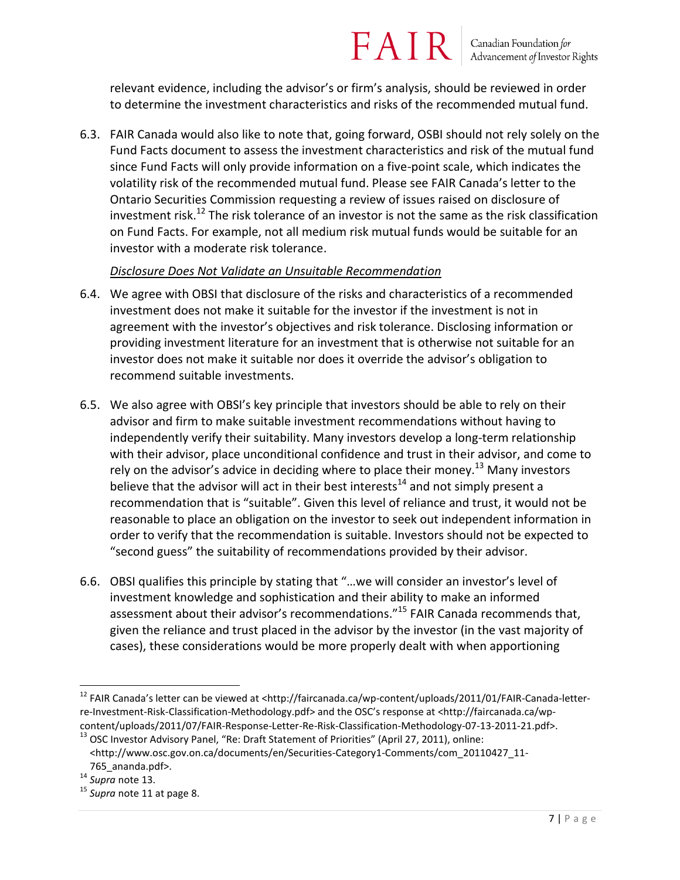relevant evidence, including the advisor's or firm's analysis, should be reviewed in order to determine the investment characteristics and risks of the recommended mutual fund.

6.3. FAIR Canada would also like to note that, going forward, OSBI should not rely solely on the Fund Facts document to assess the investment characteristics and risk of the mutual fund since Fund Facts will only provide information on a five-point scale, which indicates the volatility risk of the recommended mutual fund. Please see FAIR Canada's letter to the Ontario Securities Commission requesting a review of issues raised on disclosure of investment risk.[12] The risk tolerance of an investor is not the same as the risk classification on Fund Facts. For example, not all medium risk mutual funds would be suitable for an investor with a moderate risk tolerance.

*Disclosure Does Not Validate an Unsuitable Recommendation*

6.4. We agree with OBSI that disclosure of the risks and characteristics of a recommended investment does not make it suitable for the investor if the investment is not in agreement with the investor's objectives and risk tolerance. Disclosing information or providing investment literature for an investment that is otherwise not suitable for an investor does not make it suitable nor does it override the advisor's obligation to recommend suitable investments.

6.5. We also agree with OBSI's key principle that investors should be able to rely on their advisor and firm to make suitable investment recommendations without having to independently verify their suitability. Many investors develop a long-term relationship with their advisor, place unconditional confidence and trust in their advisor, and come to rely on the advisor's advice in deciding where to place their money.[13] Many investors believe that the advisor will act in their best interests[14] and not simply present a recommendation that is "suitable". Given this level of reliance and trust, it would not be reasonable to place an obligation on the investor to seek out independent information in order to verify that the recommendation is suitable. Investors should not be expected to "second guess" the suitability of recommendations provided by their advisor.

6.6. OBSI qualifies this principle by stating that "…we will consider an investor's level of investment knowledge and sophistication and their ability to make an informed assessment about their advisor's recommendations."[15] FAIR Canada recommends that, given the reliance and trust placed in the advisor by the investor (in the vast majority of cases), these considerations would be more properly dealt with when apportioning

---

[12] FAIR Canada's letter can be viewed at <http://faircanada.ca/wp-content/uploads/2011/01/FAIR-Canada-letter-re-Investment-Risk-Classification-Methodology.pdf> and the OSC's response at <http://faircanada.ca/wp-content/uploads/2011/07/FAIR-Response-Letter-Re-Risk-Classification-Methodology-07-13-2011-21.pdf>.

[13] OSC Investor Advisory Panel, "Re: Draft Statement of Priorities" (April 27, 2011), online: <http://www.osc.gov.on.ca/documents/en/Securities-Category1-Comments/com_20110427_11-765_ananda.pdf>.

[14] *Supra* note 13.

[15] *Supra* note 11 at page 8.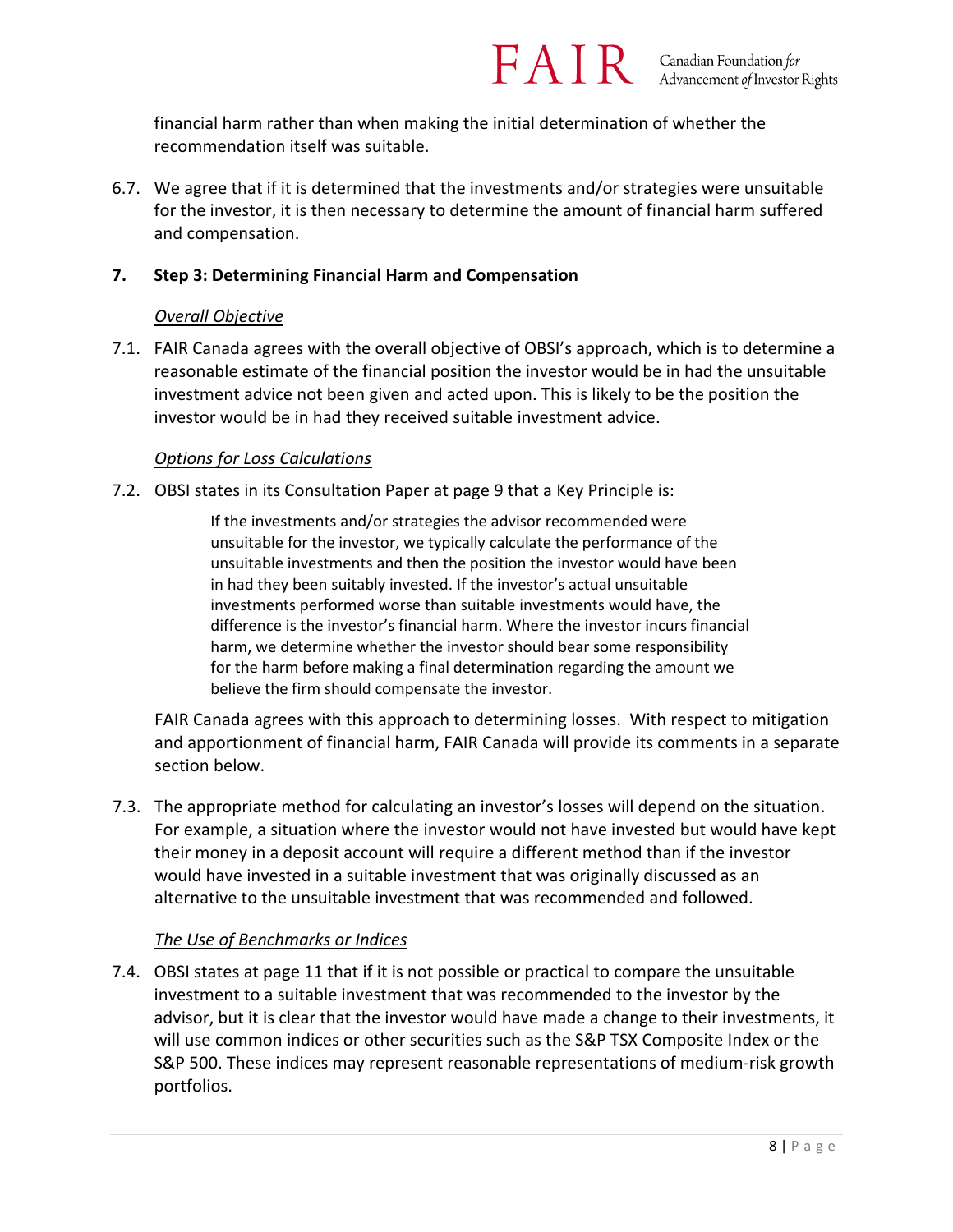financial harm rather than when making the initial determination of whether the recommendation itself was suitable.

6.7. We agree that if it is determined that the investments and/or strategies were unsuitable for the investor, it is then necessary to determine the amount of financial harm suffered and compensation.

## 7. Step 3: Determining Financial Harm and Compensation

*Overall Objective*

7.1. FAIR Canada agrees with the overall objective of OBSI's approach, which is to determine a reasonable estimate of the financial position the investor would be in had the unsuitable investment advice not been given and acted upon. This is likely to be the position the investor would be in had they received suitable investment advice.

*Options for Loss Calculations*

7.2. OBSI states in its Consultation Paper at page 9 that a Key Principle is:

> If the investments and/or strategies the advisor recommended were unsuitable for the investor, we typically calculate the performance of the unsuitable investments and then the position the investor would have been in had they been suitably invested. If the investor's actual unsuitable investments performed worse than suitable investments would have, the difference is the investor's financial harm. Where the investor incurs financial harm, we determine whether the investor should bear some responsibility for the harm before making a final determination regarding the amount we believe the firm should compensate the investor.

FAIR Canada agrees with this approach to determining losses. With respect to mitigation and apportionment of financial harm, FAIR Canada will provide its comments in a separate section below.

7.3. The appropriate method for calculating an investor's losses will depend on the situation. For example, a situation where the investor would not have invested but would have kept their money in a deposit account will require a different method than if the investor would have invested in a suitable investment that was originally discussed as an alternative to the unsuitable investment that was recommended and followed.

*The Use of Benchmarks or Indices*

7.4. OBSI states at page 11 that if it is not possible or practical to compare the unsuitable investment to a suitable investment that was recommended to the investor by the advisor, but it is clear that the investor would have made a change to their investments, it will use common indices or other securities such as the S&P TSX Composite Index or the S&P 500. These indices may represent reasonable representations of medium-risk growth portfolios.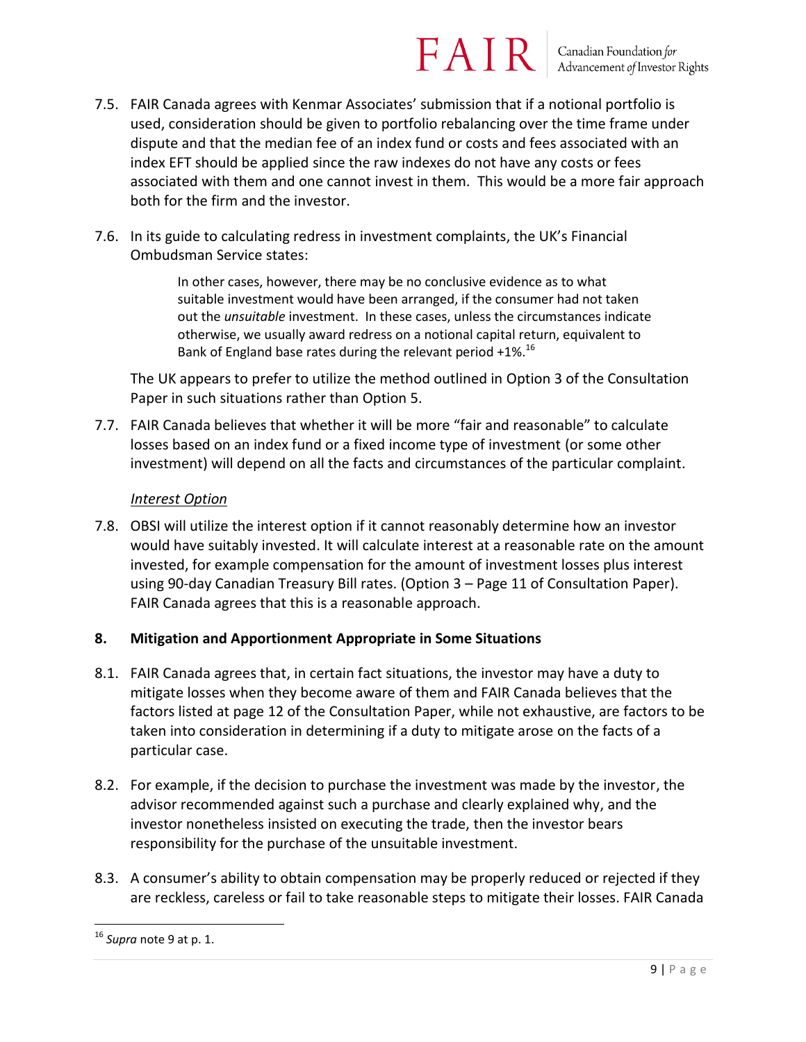7.5. FAIR Canada agrees with Kenmar Associates' submission that if a notional portfolio is used, consideration should be given to portfolio rebalancing over the time frame under dispute and that the median fee of an index fund or costs and fees associated with an index EFT should be applied since the raw indexes do not have any costs or fees associated with them and one cannot invest in them. This would be a more fair approach both for the firm and the investor.

7.6. In its guide to calculating redress in investment complaints, the UK's Financial Ombudsman Service states:

> In other cases, however, there may be no conclusive evidence as to what suitable investment would have been arranged, if the consumer had not taken out the *unsuitable* investment. In these cases, unless the circumstances indicate otherwise, we usually award redress on a notional capital return, equivalent to Bank of England base rates during the relevant period +1%.[16]

The UK appears to prefer to utilize the method outlined in Option 3 of the Consultation Paper in such situations rather than Option 5.

7.7. FAIR Canada believes that whether it will be more "fair and reasonable" to calculate losses based on an index fund or a fixed income type of investment (or some other investment) will depend on all the facts and circumstances of the particular complaint.

*Interest Option*

7.8. OBSI will utilize the interest option if it cannot reasonably determine how an investor would have suitably invested. It will calculate interest at a reasonable rate on the amount invested, for example compensation for the amount of investment losses plus interest using 90-day Canadian Treasury Bill rates. (Option 3 – Page 11 of Consultation Paper). FAIR Canada agrees that this is a reasonable approach.

**8. Mitigation and Apportionment Appropriate in Some Situations**

8.1. FAIR Canada agrees that, in certain fact situations, the investor may have a duty to mitigate losses when they become aware of them and FAIR Canada believes that the factors listed at page 12 of the Consultation Paper, while not exhaustive, are factors to be taken into consideration in determining if a duty to mitigate arose on the facts of a particular case.

8.2. For example, if the decision to purchase the investment was made by the investor, the advisor recommended against such a purchase and clearly explained why, and the investor nonetheless insisted on executing the trade, then the investor bears responsibility for the purchase of the unsuitable investment.

8.3. A consumer's ability to obtain compensation may be properly reduced or rejected if they are reckless, careless or fail to take reasonable steps to mitigate their losses. FAIR Canada

---

[16] *Supra* note 9 at p. 1.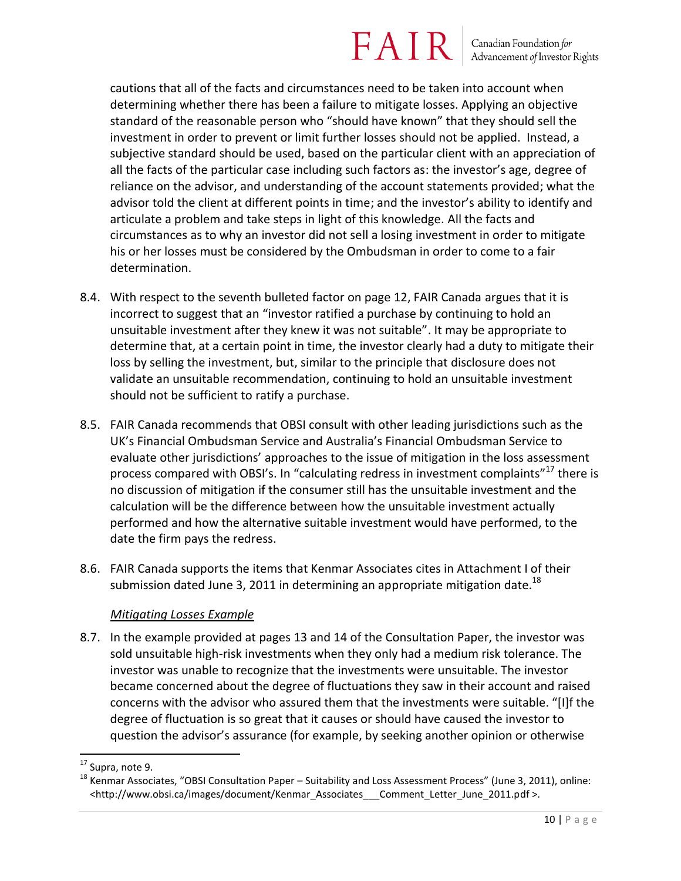cautions that all of the facts and circumstances need to be taken into account when determining whether there has been a failure to mitigate losses. Applying an objective standard of the reasonable person who "should have known" that they should sell the investment in order to prevent or limit further losses should not be applied. Instead, a subjective standard should be used, based on the particular client with an appreciation of all the facts of the particular case including such factors as: the investor's age, degree of reliance on the advisor, and understanding of the account statements provided; what the advisor told the client at different points in time; and the investor's ability to identify and articulate a problem and take steps in light of this knowledge. All the facts and circumstances as to why an investor did not sell a losing investment in order to mitigate his or her losses must be considered by the Ombudsman in order to come to a fair determination.

8.4. With respect to the seventh bulleted factor on page 12, FAIR Canada argues that it is incorrect to suggest that an "investor ratified a purchase by continuing to hold an unsuitable investment after they knew it was not suitable". It may be appropriate to determine that, at a certain point in time, the investor clearly had a duty to mitigate their loss by selling the investment, but, similar to the principle that disclosure does not validate an unsuitable recommendation, continuing to hold an unsuitable investment should not be sufficient to ratify a purchase.

8.5. FAIR Canada recommends that OBSI consult with other leading jurisdictions such as the UK's Financial Ombudsman Service and Australia's Financial Ombudsman Service to evaluate other jurisdictions' approaches to the issue of mitigation in the loss assessment process compared with OBSI's. In "calculating redress in investment complaints"[17] there is no discussion of mitigation if the consumer still has the unsuitable investment and the calculation will be the difference between how the unsuitable investment actually performed and how the alternative suitable investment would have performed, to the date the firm pays the redress.

8.6. FAIR Canada supports the items that Kenmar Associates cites in Attachment I of their submission dated June 3, 2011 in determining an appropriate mitigation date.[18]

*Mitigating Losses Example*

8.7. In the example provided at pages 13 and 14 of the Consultation Paper, the investor was sold unsuitable high-risk investments when they only had a medium risk tolerance. The investor was unable to recognize that the investments were unsuitable. The investor became concerned about the degree of fluctuations they saw in their account and raised concerns with the advisor who assured them that the investments were suitable. "[I]f the degree of fluctuation is so great that it causes or should have caused the investor to question the advisor's assurance (for example, by seeking another opinion or otherwise

---

[17] Supra, note 9.

[18] Kenmar Associates, "OBSI Consultation Paper – Suitability and Loss Assessment Process" (June 3, 2011), online: <http://www.obsi.ca/images/document/Kenmar_Associates___Comment_Letter_June_2011.pdf >.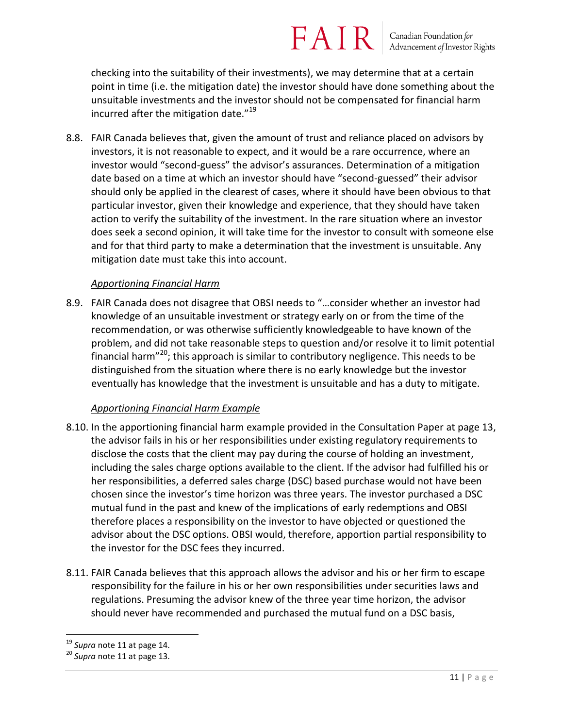checking into the suitability of their investments), we may determine that at a certain point in time (i.e. the mitigation date) the investor should have done something about the unsuitable investments and the investor should not be compensated for financial harm incurred after the mitigation date."[19]

8.8. FAIR Canada believes that, given the amount of trust and reliance placed on advisors by investors, it is not reasonable to expect, and it would be a rare occurrence, where an investor would "second-guess" the advisor's assurances. Determination of a mitigation date based on a time at which an investor should have "second-guessed" their advisor should only be applied in the clearest of cases, where it should have been obvious to that particular investor, given their knowledge and experience, that they should have taken action to verify the suitability of the investment. In the rare situation where an investor does seek a second opinion, it will take time for the investor to consult with someone else and for that third party to make a determination that the investment is unsuitable. Any mitigation date must take this into account.

*Apportioning Financial Harm*

8.9. FAIR Canada does not disagree that OBSI needs to "…consider whether an investor had knowledge of an unsuitable investment or strategy early on or from the time of the recommendation, or was otherwise sufficiently knowledgeable to have known of the problem, and did not take reasonable steps to question and/or resolve it to limit potential financial harm"[20]; this approach is similar to contributory negligence. This needs to be distinguished from the situation where there is no early knowledge but the investor eventually has knowledge that the investment is unsuitable and has a duty to mitigate.

*Apportioning Financial Harm Example*

8.10. In the apportioning financial harm example provided in the Consultation Paper at page 13, the advisor fails in his or her responsibilities under existing regulatory requirements to disclose the costs that the client may pay during the course of holding an investment, including the sales charge options available to the client. If the advisor had fulfilled his or her responsibilities, a deferred sales charge (DSC) based purchase would not have been chosen since the investor's time horizon was three years. The investor purchased a DSC mutual fund in the past and knew of the implications of early redemptions and OBSI therefore places a responsibility on the investor to have objected or questioned the advisor about the DSC options. OBSI would, therefore, apportion partial responsibility to the investor for the DSC fees they incurred.

8.11. FAIR Canada believes that this approach allows the advisor and his or her firm to escape responsibility for the failure in his or her own responsibilities under securities laws and regulations. Presuming the advisor knew of the three year time horizon, the advisor should never have recommended and purchased the mutual fund on a DSC basis,

---

[19] *Supra* note 11 at page 14.

[20] *Supra* note 11 at page 13.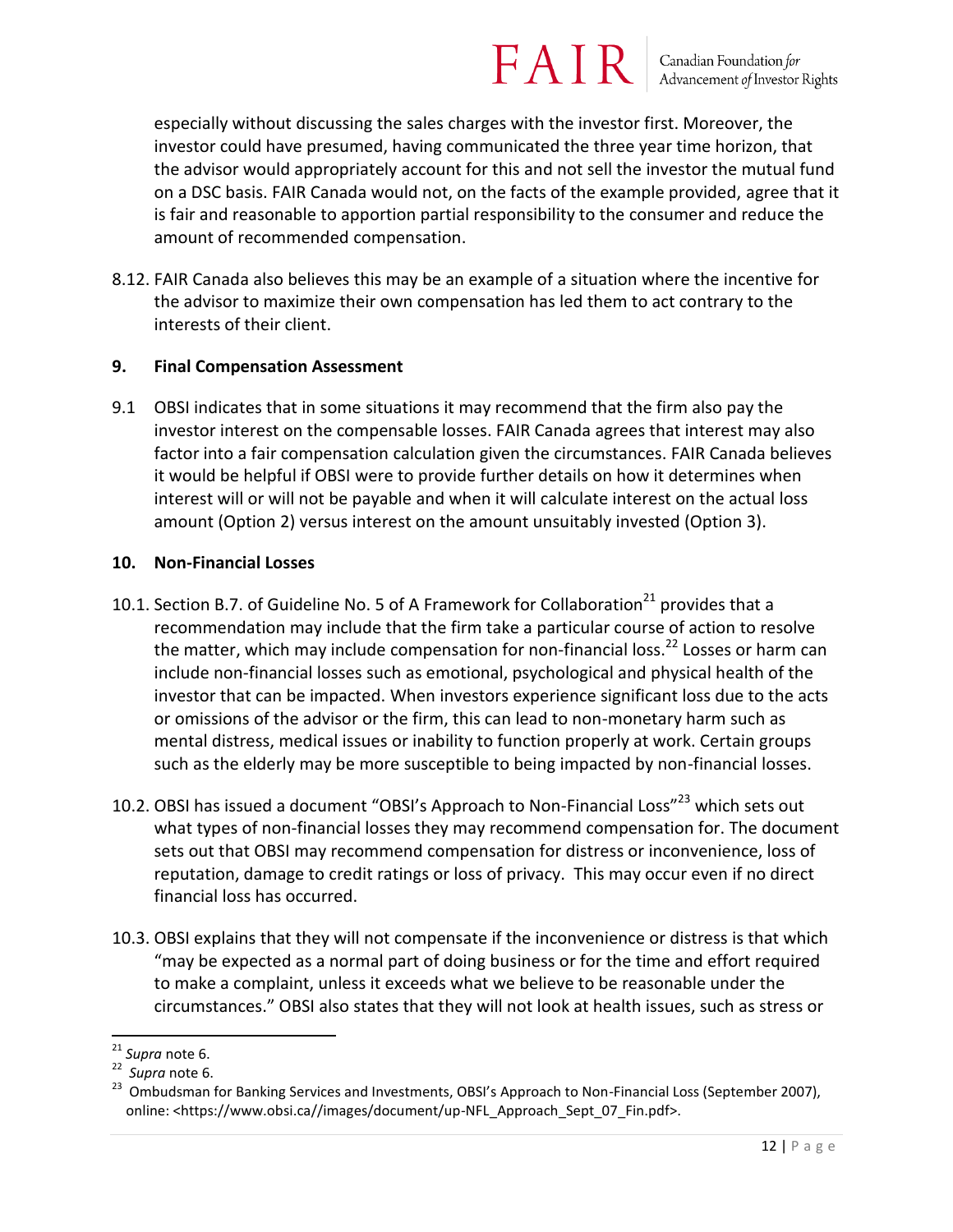especially without discussing the sales charges with the investor first. Moreover, the investor could have presumed, having communicated the three year time horizon, that the advisor would appropriately account for this and not sell the investor the mutual fund on a DSC basis. FAIR Canada would not, on the facts of the example provided, agree that it is fair and reasonable to apportion partial responsibility to the consumer and reduce the amount of recommended compensation.

8.12. FAIR Canada also believes this may be an example of a situation where the incentive for the advisor to maximize their own compensation has led them to act contrary to the interests of their client.

## 9. Final Compensation Assessment

9.1 OBSI indicates that in some situations it may recommend that the firm also pay the investor interest on the compensable losses. FAIR Canada agrees that interest may also factor into a fair compensation calculation given the circumstances. FAIR Canada believes it would be helpful if OBSI were to provide further details on how it determines when interest will or will not be payable and when it will calculate interest on the actual loss amount (Option 2) versus interest on the amount unsuitably invested (Option 3).

## 10. Non-Financial Losses

10.1. Section B.7. of Guideline No. 5 of A Framework for Collaboration[21] provides that a recommendation may include that the firm take a particular course of action to resolve the matter, which may include compensation for non-financial loss.[22] Losses or harm can include non-financial losses such as emotional, psychological and physical health of the investor that can be impacted. When investors experience significant loss due to the acts or omissions of the advisor or the firm, this can lead to non-monetary harm such as mental distress, medical issues or inability to function properly at work. Certain groups such as the elderly may be more susceptible to being impacted by non-financial losses.

10.2. OBSI has issued a document "OBSI's Approach to Non-Financial Loss"[23] which sets out what types of non-financial losses they may recommend compensation for. The document sets out that OBSI may recommend compensation for distress or inconvenience, loss of reputation, damage to credit ratings or loss of privacy. This may occur even if no direct financial loss has occurred.

10.3. OBSI explains that they will not compensate if the inconvenience or distress is that which "may be expected as a normal part of doing business or for the time and effort required to make a complaint, unless it exceeds what we believe to be reasonable under the circumstances." OBSI also states that they will not look at health issues, such as stress or

---

[21] *Supra* note 6.

[22] *Supra* note 6.

[23] Ombudsman for Banking Services and Investments, OBSI's Approach to Non-Financial Loss (September 2007), online: <https://www.obsi.ca//images/document/up-NFL_Approach_Sept_07_Fin.pdf>.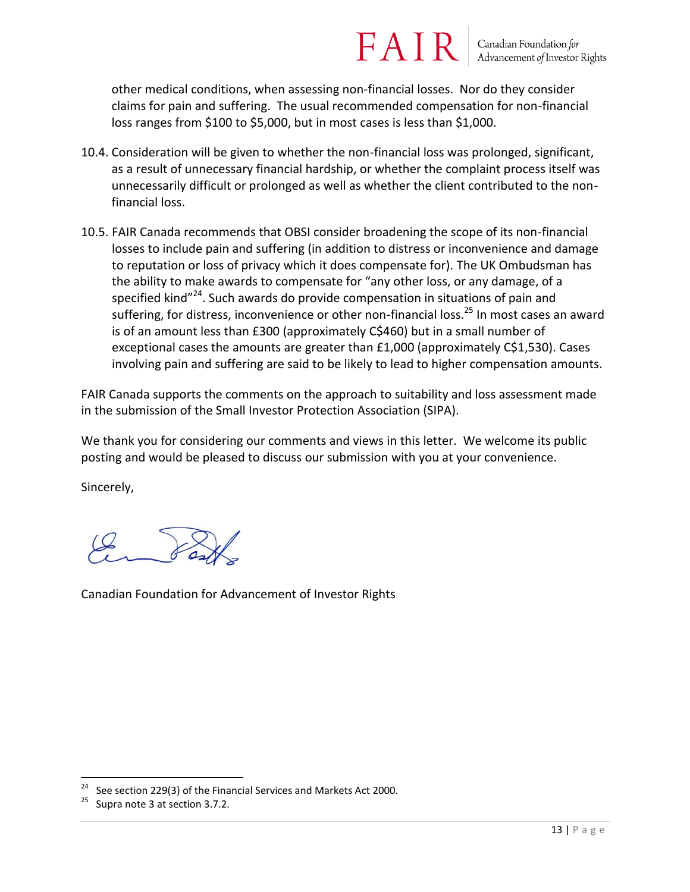other medical conditions, when assessing non-financial losses. Nor do they consider claims for pain and suffering. The usual recommended compensation for non-financial loss ranges from $100 to $5,000, but in most cases is less than $1,000.

10.4. Consideration will be given to whether the non-financial loss was prolonged, significant, as a result of unnecessary financial hardship, or whether the complaint process itself was unnecessarily difficult or prolonged as well as whether the client contributed to the non-financial loss.

10.5. FAIR Canada recommends that OBSI consider broadening the scope of its non-financial losses to include pain and suffering (in addition to distress or inconvenience and damage to reputation or loss of privacy which it does compensate for). The UK Ombudsman has the ability to make awards to compensate for "any other loss, or any damage, of a specified kind"[24]. Such awards do provide compensation in situations of pain and suffering, for distress, inconvenience or other non-financial loss.[25] In most cases an award is of an amount less than £300 (approximately C$460) but in a small number of exceptional cases the amounts are greater than £1,000 (approximately C$1,530). Cases involving pain and suffering are said to be likely to lead to higher compensation amounts.

FAIR Canada supports the comments on the approach to suitability and loss assessment made in the submission of the Small Investor Protection Association (SIPA).

We thank you for considering our comments and views in this letter. We welcome its public posting and would be pleased to discuss our submission with you at your convenience.

Sincerely,

Canadian Foundation for Advancement of Investor Rights

---

[24] See section 229(3) of the Financial Services and Markets Act 2000.

[25] Supra note 3 at section 3.7.2.